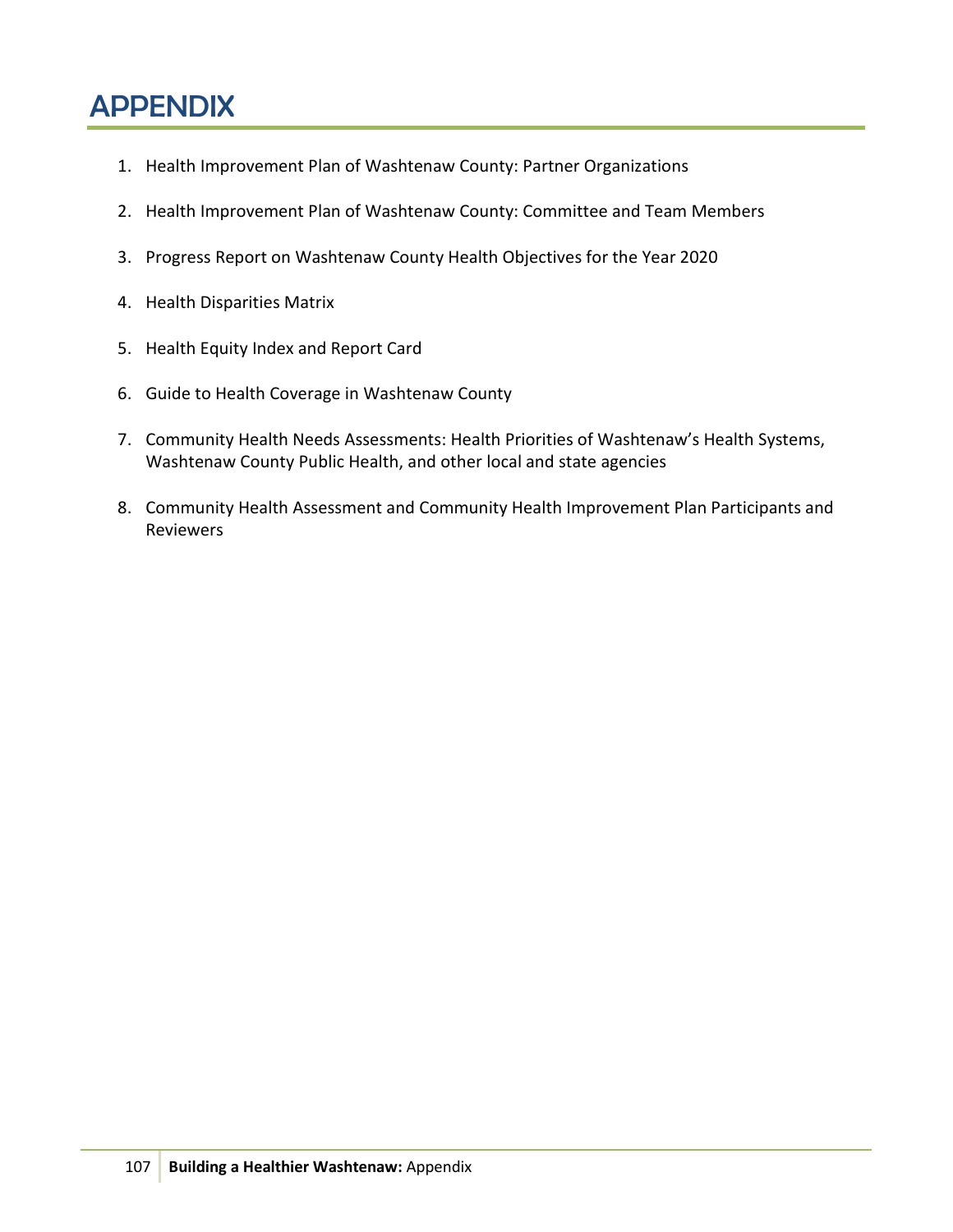# APPENDIX

1. Health Improvement Plan of Washtenaw County: Partner Organizations
2. Health Improvement Plan of Washtenaw County: Committee and Team Members
3. Progress Report on Washtenaw County Health Objectives for the Year 2020
4. Health Disparities Matrix
5. Health Equity Index and Report Card
6. Guide to Health Coverage in Washtenaw County
7. Community Health Needs Assessments: Health Priorities of Washtenaw's Health Systems, Washtenaw County Public Health, and other local and state agencies
8. Community Health Assessment and Community Health Improvement Plan Participants and Reviewers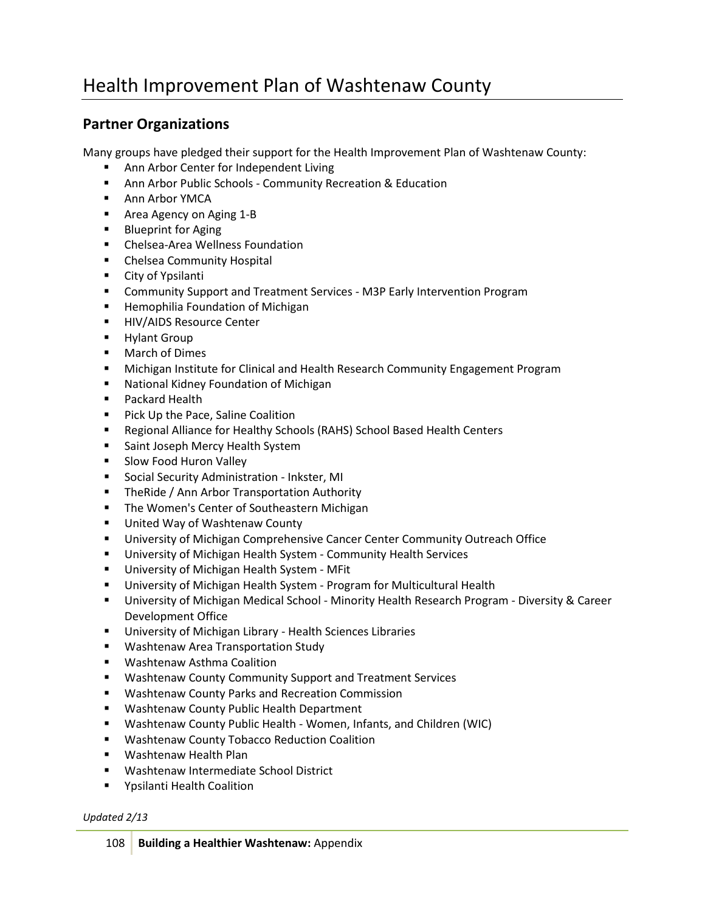# Health Improvement Plan of Washtenaw County

## Partner Organizations

Many groups have pledged their support for the Health Improvement Plan of Washtenaw County:

- Ann Arbor Center for Independent Living
- Ann Arbor Public Schools - Community Recreation & Education
- Ann Arbor YMCA
- Area Agency on Aging 1-B
- Blueprint for Aging
- Chelsea-Area Wellness Foundation
- Chelsea Community Hospital
- City of Ypsilanti
- Community Support and Treatment Services - M3P Early Intervention Program
- Hemophilia Foundation of Michigan
- HIV/AIDS Resource Center
- Hylant Group
- March of Dimes
- Michigan Institute for Clinical and Health Research Community Engagement Program
- National Kidney Foundation of Michigan
- Packard Health
- Pick Up the Pace, Saline Coalition
- Regional Alliance for Healthy Schools (RAHS) School Based Health Centers
- Saint Joseph Mercy Health System
- Slow Food Huron Valley
- Social Security Administration - Inkster, MI
- TheRide / Ann Arbor Transportation Authority
- The Women's Center of Southeastern Michigan
- United Way of Washtenaw County
- University of Michigan Comprehensive Cancer Center Community Outreach Office
- University of Michigan Health System - Community Health Services
- University of Michigan Health System - MFit
- University of Michigan Health System - Program for Multicultural Health
- University of Michigan Medical School - Minority Health Research Program - Diversity & Career Development Office
- University of Michigan Library - Health Sciences Libraries
- Washtenaw Area Transportation Study
- Washtenaw Asthma Coalition
- Washtenaw County Community Support and Treatment Services
- Washtenaw County Parks and Recreation Commission
- Washtenaw County Public Health Department
- Washtenaw County Public Health - Women, Infants, and Children (WIC)
- Washtenaw County Tobacco Reduction Coalition
- Washtenaw Health Plan
- Washtenaw Intermediate School District
- Ypsilanti Health Coalition

*Updated 2/13*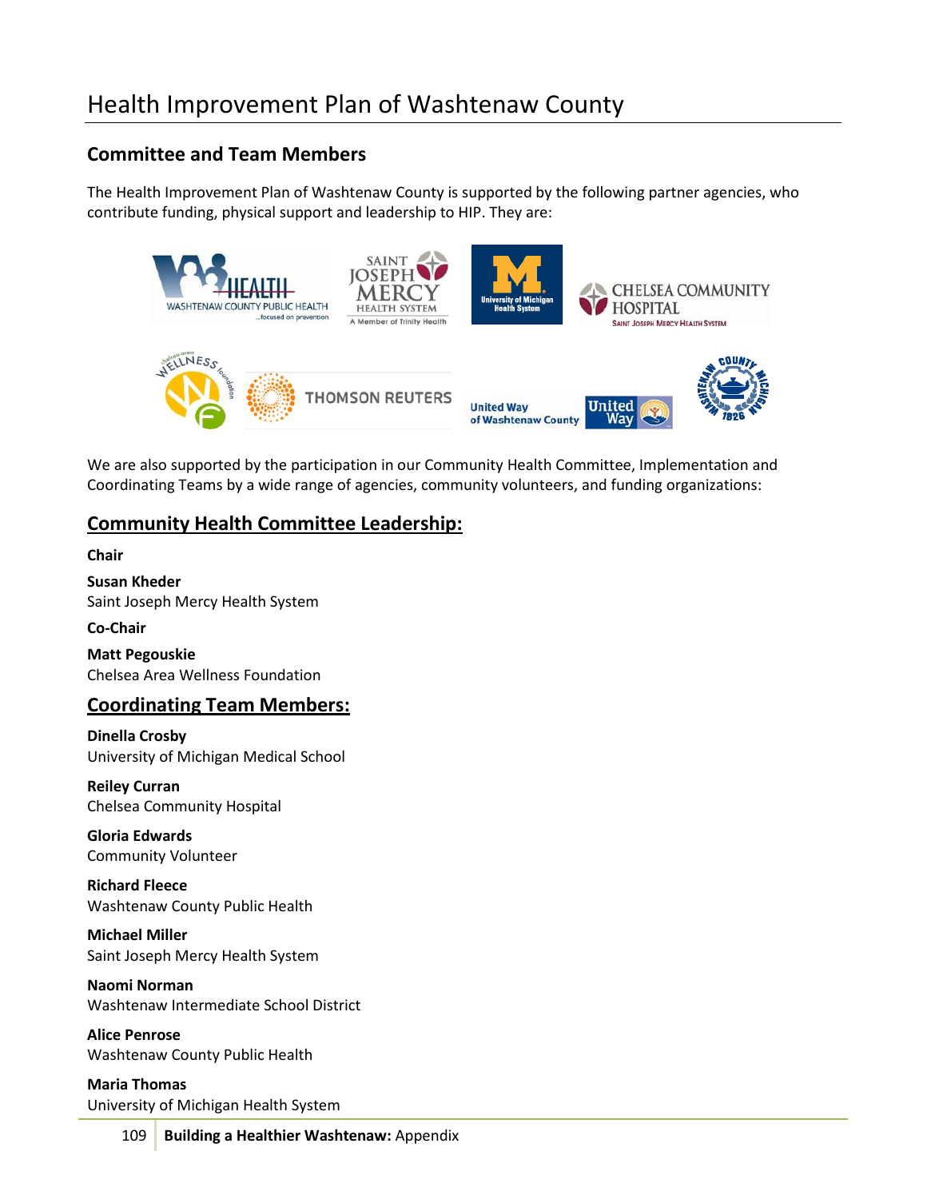# Health Improvement Plan of Washtenaw County

## Committee and Team Members

The Health Improvement Plan of Washtenaw County is supported by the following partner agencies, who contribute funding, physical support and leadership to HIP. They are:

We are also supported by the participation in our Community Health Committee, Implementation and Coordinating Teams by a wide range of agencies, community volunteers, and funding organizations:

## Community Health Committee Leadership:

**Chair**

**Susan Kheder**
Saint Joseph Mercy Health System

**Co-Chair**

**Matt Pegouskie**
Chelsea Area Wellness Foundation

## Coordinating Team Members:

**Dinella Crosby**
University of Michigan Medical School

**Reiley Curran**
Chelsea Community Hospital

**Gloria Edwards**
Community Volunteer

**Richard Fleece**
Washtenaw County Public Health

**Michael Miller**
Saint Joseph Mercy Health System

**Naomi Norman**
Washtenaw Intermediate School District

**Alice Penrose**
Washtenaw County Public Health

**Maria Thomas**
University of Michigan Health System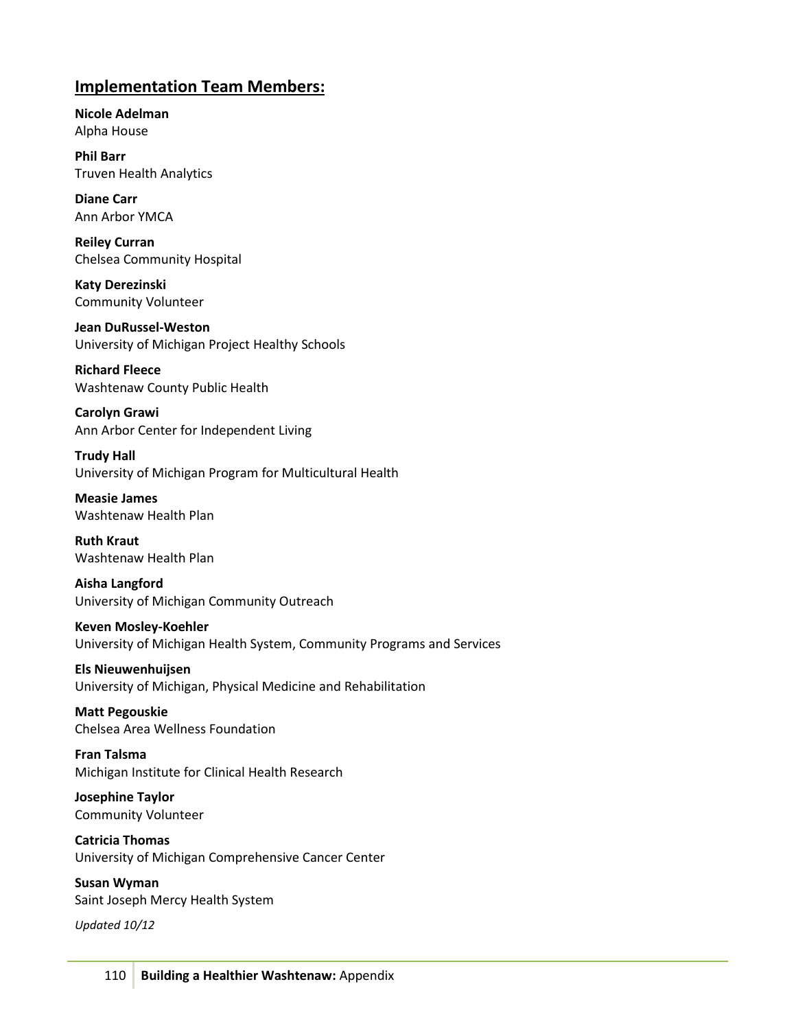## Implementation Team Members:

**Nicole Adelman**
Alpha House

**Phil Barr**
Truven Health Analytics

**Diane Carr**
Ann Arbor YMCA

**Reiley Curran**
Chelsea Community Hospital

**Katy Derezinski**
Community Volunteer

**Jean DuRussel-Weston**
University of Michigan Project Healthy Schools

**Richard Fleece**
Washtenaw County Public Health

**Carolyn Grawi**
Ann Arbor Center for Independent Living

**Trudy Hall**
University of Michigan Program for Multicultural Health

**Measie James**
Washtenaw Health Plan

**Ruth Kraut**
Washtenaw Health Plan

**Aisha Langford**
University of Michigan Community Outreach

**Keven Mosley-Koehler**
University of Michigan Health System, Community Programs and Services

**Els Nieuwenhuijsen**
University of Michigan, Physical Medicine and Rehabilitation

**Matt Pegouskie**
Chelsea Area Wellness Foundation

**Fran Talsma**
Michigan Institute for Clinical Health Research

**Josephine Taylor**
Community Volunteer

**Catricia Thomas**
University of Michigan Comprehensive Cancer Center

**Susan Wyman**
Saint Joseph Mercy Health System

*Updated 10/12*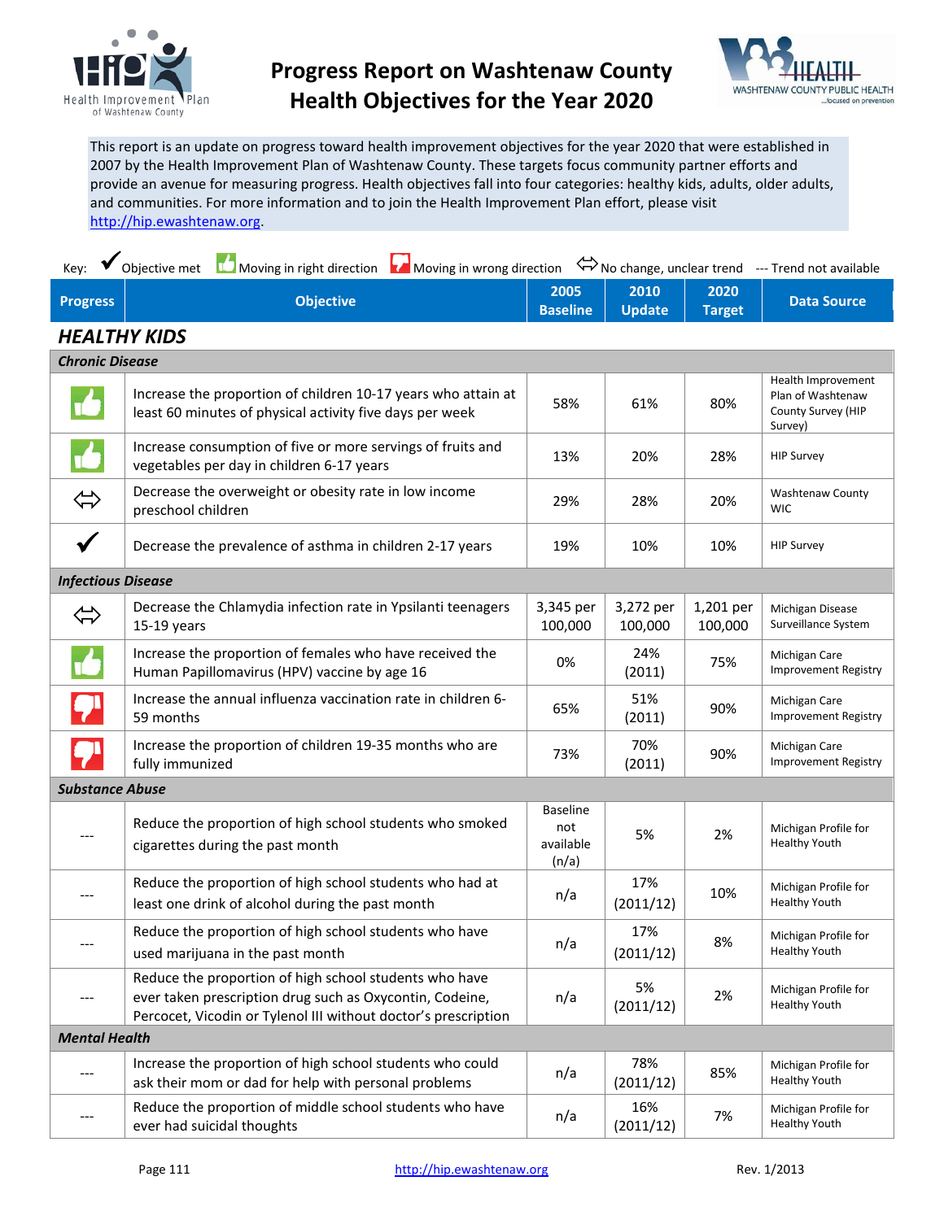# Progress Report on Washtenaw County Health Objectives for the Year 2020

This report is an update on progress toward health improvement objectives for the year 2020 that were established in 2007 by the Health Improvement Plan of Washtenaw County. These targets focus community partner efforts and provide an avenue for measuring progress. Health objectives fall into four categories: healthy kids, adults, older adults, and communities. For more information and to join the Health Improvement Plan effort, please visit http://hip.ewashtenaw.org.

Key: ✔ Objective met | 👍 Moving in right direction | 👎 Moving in wrong direction | ⇔ No change, unclear trend | --- Trend not available

## HEALTHY KIDS

| Progress | Objective | 2005 Baseline | 2010 Update | 2020 Target | Data Source |
|---|---|---|---|---|---|
| ***Chronic Disease*** | | | | | |
| 👍 | Increase the proportion of children 10-17 years who attain at least 60 minutes of physical activity five days per week | 58% | 61% | 80% | Health Improvement Plan of Washtenaw County Survey (HIP Survey) |
| 👍 | Increase consumption of five or more servings of fruits and vegetables per day in children 6-17 years | 13% | 20% | 28% | HIP Survey |
| ⇔ | Decrease the overweight or obesity rate in low income preschool children | 29% | 28% | 20% | Washtenaw County WIC |
| ✔ | Decrease the prevalence of asthma in children 2-17 years | 19% | 10% | 10% | HIP Survey |
| ***Infectious Disease*** | | | | | |
| ⇔ | Decrease the Chlamydia infection rate in Ypsilanti teenagers 15-19 years | 3,345 per 100,000 | 3,272 per 100,000 | 1,201 per 100,000 | Michigan Disease Surveillance System |
| 👍 | Increase the proportion of females who have received the Human Papillomavirus (HPV) vaccine by age 16 | 0% | 24% (2011) | 75% | Michigan Care Improvement Registry |
| 👎 | Increase the annual influenza vaccination rate in children 6-59 months | 65% | 51% (2011) | 90% | Michigan Care Improvement Registry |
| 👎 | Increase the proportion of children 19-35 months who are fully immunized | 73% | 70% (2011) | 90% | Michigan Care Improvement Registry |
| ***Substance Abuse*** | | | | | |
| --- | Reduce the proportion of high school students who smoked cigarettes during the past month | Baseline not available (n/a) | 5% | 2% | Michigan Profile for Healthy Youth |
| --- | Reduce the proportion of high school students who had at least one drink of alcohol during the past month | n/a | 17% (2011/12) | 10% | Michigan Profile for Healthy Youth |
| --- | Reduce the proportion of high school students who have used marijuana in the past month | n/a | 17% (2011/12) | 8% | Michigan Profile for Healthy Youth |
| --- | Reduce the proportion of high school students who have ever taken prescription drug such as Oxycontin, Codeine, Percocet, Vicodin or Tylenol III without doctor's prescription | n/a | 5% (2011/12) | 2% | Michigan Profile for Healthy Youth |
| ***Mental Health*** | | | | | |
| --- | Increase the proportion of high school students who could ask their mom or dad for help with personal problems | n/a | 78% (2011/12) | 85% | Michigan Profile for Healthy Youth |
| --- | Reduce the proportion of middle school students who have ever had suicidal thoughts | n/a | 16% (2011/12) | 7% | Michigan Profile for Healthy Youth |

Rev. 1/2013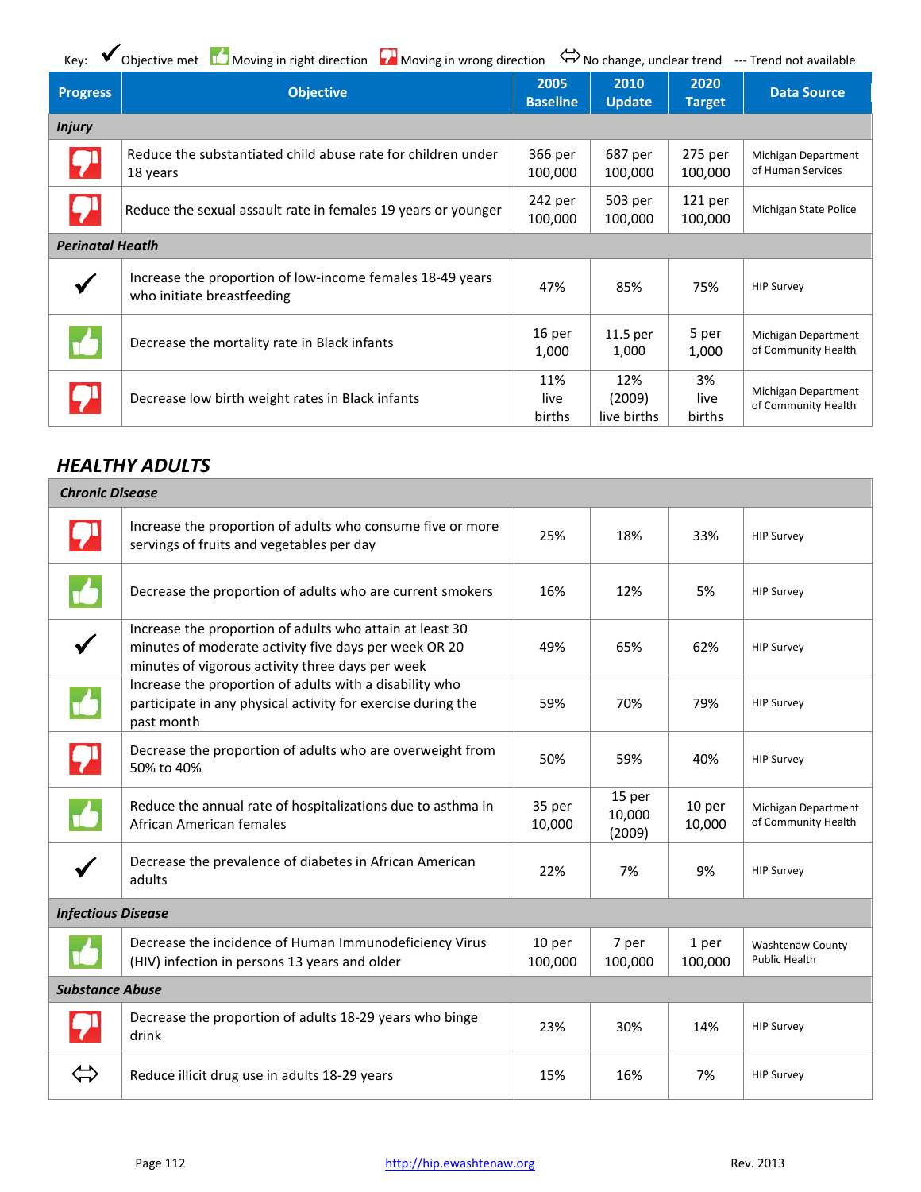Key: ✓ Objective met 👍 Moving in right direction 👎 Moving in wrong direction ⇔ No change, unclear trend --- Trend not available

| Progress | Objective | 2005 Baseline | 2010 Update | 2020 Target | Data Source |
|---|---|---|---|---|---|
| ***Injury*** | | | | | |
| 👎 | Reduce the substantiated child abuse rate for children under 18 years | 366 per 100,000 | 687 per 100,000 | 275 per 100,000 | Michigan Department of Human Services |
| 👎 | Reduce the sexual assault rate in females 19 years or younger | 242 per 100,000 | 503 per 100,000 | 121 per 100,000 | Michigan State Police |
| ***Perinatal Heatlh*** | | | | | |
| ✓ | Increase the proportion of low-income females 18-49 years who initiate breastfeeding | 47% | 85% | 75% | HIP Survey |
| 👍 | Decrease the mortality rate in Black infants | 16 per 1,000 | 11.5 per 1,000 | 5 per 1,000 | Michigan Department of Community Health |
| 👎 | Decrease low birth weight rates in Black infants | 11% live births | 12% (2009) live births | 3% live births | Michigan Department of Community Health |

## HEALTHY ADULTS

| Progress | Objective | 2005 Baseline | 2010 Update | 2020 Target | Data Source |
|---|---|---|---|---|---|
| ***Chronic Disease*** | | | | | |
| 👎 | Increase the proportion of adults who consume five or more servings of fruits and vegetables per day | 25% | 18% | 33% | HIP Survey |
| 👍 | Decrease the proportion of adults who are current smokers | 16% | 12% | 5% | HIP Survey |
| ✓ | Increase the proportion of adults who attain at least 30 minutes of moderate activity five days per week OR 20 minutes of vigorous activity three days per week | 49% | 65% | 62% | HIP Survey |
| 👍 | Increase the proportion of adults with a disability who participate in any physical activity for exercise during the past month | 59% | 70% | 79% | HIP Survey |
| 👎 | Decrease the proportion of adults who are overweight from 50% to 40% | 50% | 59% | 40% | HIP Survey |
| 👍 | Reduce the annual rate of hospitalizations due to asthma in African American females | 35 per 10,000 | 15 per 10,000 (2009) | 10 per 10,000 | Michigan Department of Community Health |
| ✓ | Decrease the prevalence of diabetes in African American adults | 22% | 7% | 9% | HIP Survey |
| ***Infectious Disease*** | | | | | |
| 👍 | Decrease the incidence of Human Immunodeficiency Virus (HIV) infection in persons 13 years and older | 10 per 100,000 | 7 per 100,000 | 1 per 100,000 | Washtenaw County Public Health |
| ***Substance Abuse*** | | | | | |
| 👎 | Decrease the proportion of adults 18-29 years who binge drink | 23% | 30% | 14% | HIP Survey |
| ⇔ | Reduce illicit drug use in adults 18-29 years | 15% | 16% | 7% | HIP Survey |

http://hip.ewashtenaw.org Rev. 2013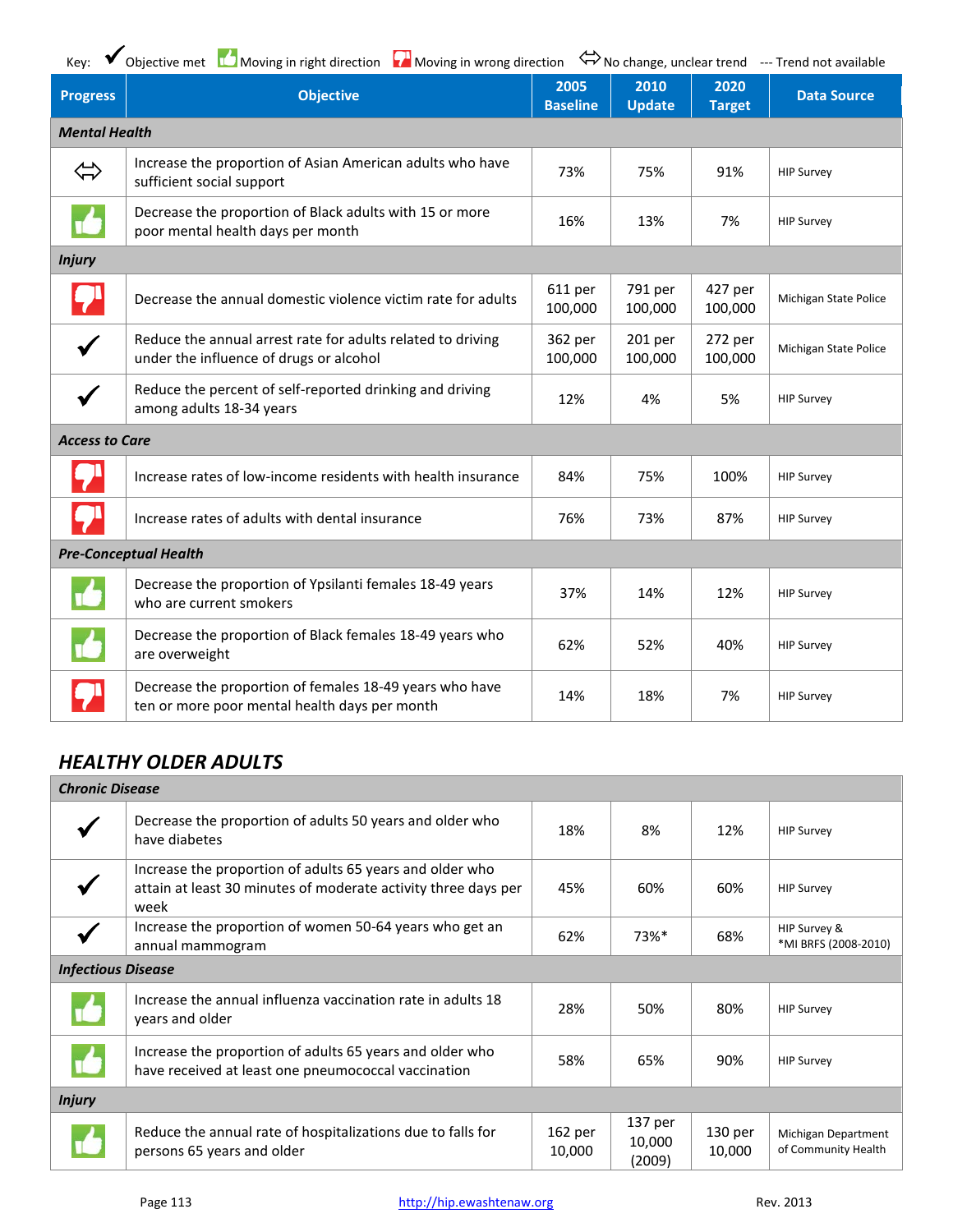Key: ✔ Objective met | 👍 Moving in right direction | 👎 Moving in wrong direction | ⇔ No change, unclear trend | --- Trend not available

| Progress | Objective | 2005 Baseline | 2010 Update | 2020 Target | Data Source |
|---|---|---|---|---|---|
| ***Mental Health*** | | | | | |
| ⇔ | Increase the proportion of Asian American adults who have sufficient social support | 73% | 75% | 91% | HIP Survey |
| 👍 | Decrease the proportion of Black adults with 15 or more poor mental health days per month | 16% | 13% | 7% | HIP Survey |
| ***Injury*** | | | | | |
| 👎 | Decrease the annual domestic violence victim rate for adults | 611 per 100,000 | 791 per 100,000 | 427 per 100,000 | Michigan State Police |
| ✔ | Reduce the annual arrest rate for adults related to driving under the influence of drugs or alcohol | 362 per 100,000 | 201 per 100,000 | 272 per 100,000 | Michigan State Police |
| ✔ | Reduce the percent of self-reported drinking and driving among adults 18-34 years | 12% | 4% | 5% | HIP Survey |
| ***Access to Care*** | | | | | |
| 👎 | Increase rates of low-income residents with health insurance | 84% | 75% | 100% | HIP Survey |
| 👎 | Increase rates of adults with dental insurance | 76% | 73% | 87% | HIP Survey |
| ***Pre-Conceptual Health*** | | | | | |
| 👍 | Decrease the proportion of Ypsilanti females 18-49 years who are current smokers | 37% | 14% | 12% | HIP Survey |
| 👍 | Decrease the proportion of Black females 18-49 years who are overweight | 62% | 52% | 40% | HIP Survey |
| 👎 | Decrease the proportion of females 18-49 years who have ten or more poor mental health days per month | 14% | 18% | 7% | HIP Survey |

## *HEALTHY OLDER ADULTS*

| Progress | Objective | 2005 Baseline | 2010 Update | 2020 Target | Data Source |
|---|---|---|---|---|---|
| ***Chronic Disease*** | | | | | |
| ✔ | Decrease the proportion of adults 50 years and older who have diabetes | 18% | 8% | 12% | HIP Survey |
| ✔ | Increase the proportion of adults 65 years and older who attain at least 30 minutes of moderate activity three days per week | 45% | 60% | 60% | HIP Survey |
| ✔ | Increase the proportion of women 50-64 years who get an annual mammogram | 62% | 73%* | 68% | HIP Survey & *MI BRFS (2008-2010) |
| ***Infectious Disease*** | | | | | |
| 👍 | Increase the annual influenza vaccination rate in adults 18 years and older | 28% | 50% | 80% | HIP Survey |
| 👍 | Increase the proportion of adults 65 years and older who have received at least one pneumococcal vaccination | 58% | 65% | 90% | HIP Survey |
| ***Injury*** | | | | | |
| 👍 | Reduce the annual rate of hospitalizations due to falls for persons 65 years and older | 162 per 10,000 | 137 per 10,000 (2009) | 130 per 10,000 | Michigan Department of Community Health |

http://hip.ewashtenaw.org

Rev. 2013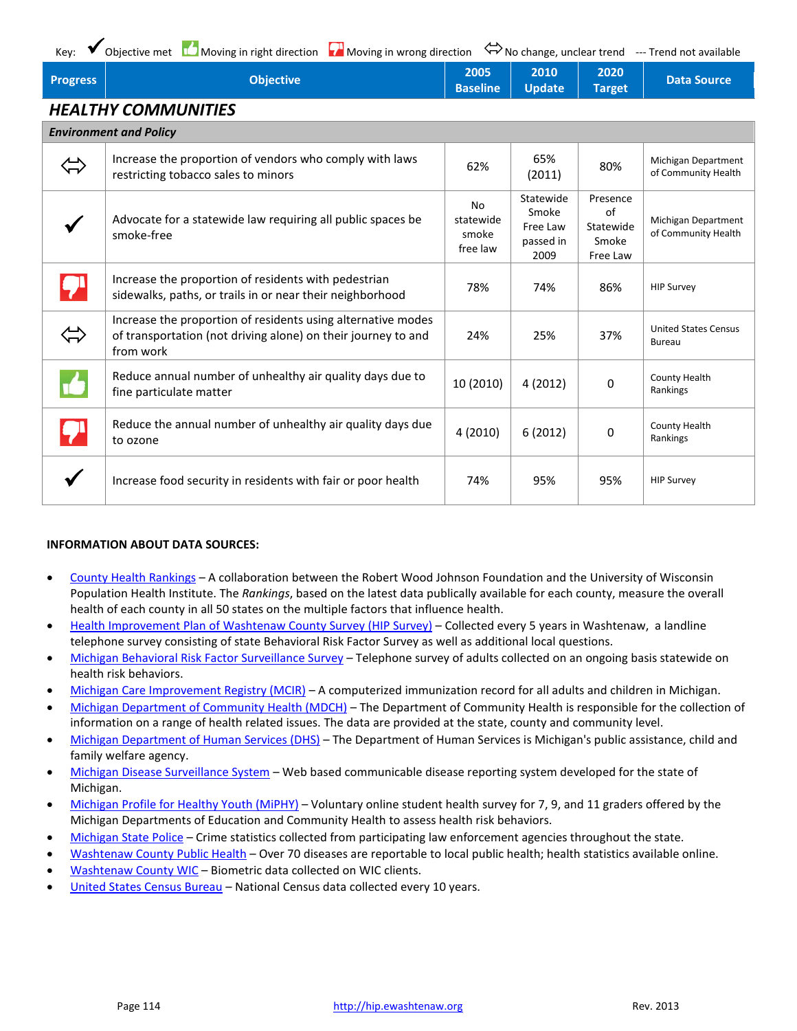Key: ✔ Objective met | Moving in right direction | Moving in wrong direction | ⇔ No change, unclear trend | --- Trend not available

| Progress | Objective | 2005 Baseline | 2010 Update | 2020 Target | Data Source |
|---|---|---|---|---|---|
| **HEALTHY COMMUNITIES** | | | | | |
| ***Environment and Policy*** | | | | | |
| ⇔ | Increase the proportion of vendors who comply with laws restricting tobacco sales to minors | 62% | 65% (2011) | 80% | Michigan Department of Community Health |
| ✔ | Advocate for a statewide law requiring all public spaces be smoke-free | No statewide smoke free law | Statewide Smoke Free Law passed in 2009 | Presence of Statewide Smoke Free Law | Michigan Department of Community Health |
| Moving in wrong direction | Increase the proportion of residents with pedestrian sidewalks, paths, or trails in or near their neighborhood | 78% | 74% | 86% | HIP Survey |
| ⇔ | Increase the proportion of residents using alternative modes of transportation (not driving alone) on their journey to and from work | 24% | 25% | 37% | United States Census Bureau |
| Moving in right direction | Reduce annual number of unhealthy air quality days due to fine particulate matter | 10 (2010) | 4 (2012) | 0 | County Health Rankings |
| Moving in wrong direction | Reduce the annual number of unhealthy air quality days due to ozone | 4 (2010) | 6 (2012) | 0 | County Health Rankings |
| ✔ | Increase food security in residents with fair or poor health | 74% | 95% | 95% | HIP Survey |

**INFORMATION ABOUT DATA SOURCES:**

- County Health Rankings – A collaboration between the Robert Wood Johnson Foundation and the University of Wisconsin Population Health Institute. The *Rankings*, based on the latest data publically available for each county, measure the overall health of each county in all 50 states on the multiple factors that influence health.
- Health Improvement Plan of Washtenaw County Survey (HIP Survey) – Collected every 5 years in Washtenaw, a landline telephone survey consisting of state Behavioral Risk Factor Survey as well as additional local questions.
- Michigan Behavioral Risk Factor Surveillance Survey – Telephone survey of adults collected on an ongoing basis statewide on health risk behaviors.
- Michigan Care Improvement Registry (MCIR) – A computerized immunization record for all adults and children in Michigan.
- Michigan Department of Community Health (MDCH) – The Department of Community Health is responsible for the collection of information on a range of health related issues. The data are provided at the state, county and community level.
- Michigan Department of Human Services (DHS) – The Department of Human Services is Michigan's public assistance, child and family welfare agency.
- Michigan Disease Surveillance System – Web based communicable disease reporting system developed for the state of Michigan.
- Michigan Profile for Healthy Youth (MiPHY) – Voluntary online student health survey for 7, 9, and 11 graders offered by the Michigan Departments of Education and Community Health to assess health risk behaviors.
- Michigan State Police – Crime statistics collected from participating law enforcement agencies throughout the state.
- Washtenaw County Public Health – Over 70 diseases are reportable to local public health; health statistics available online.
- Washtenaw County WIC – Biometric data collected on WIC clients.
- United States Census Bureau – National Census data collected every 10 years.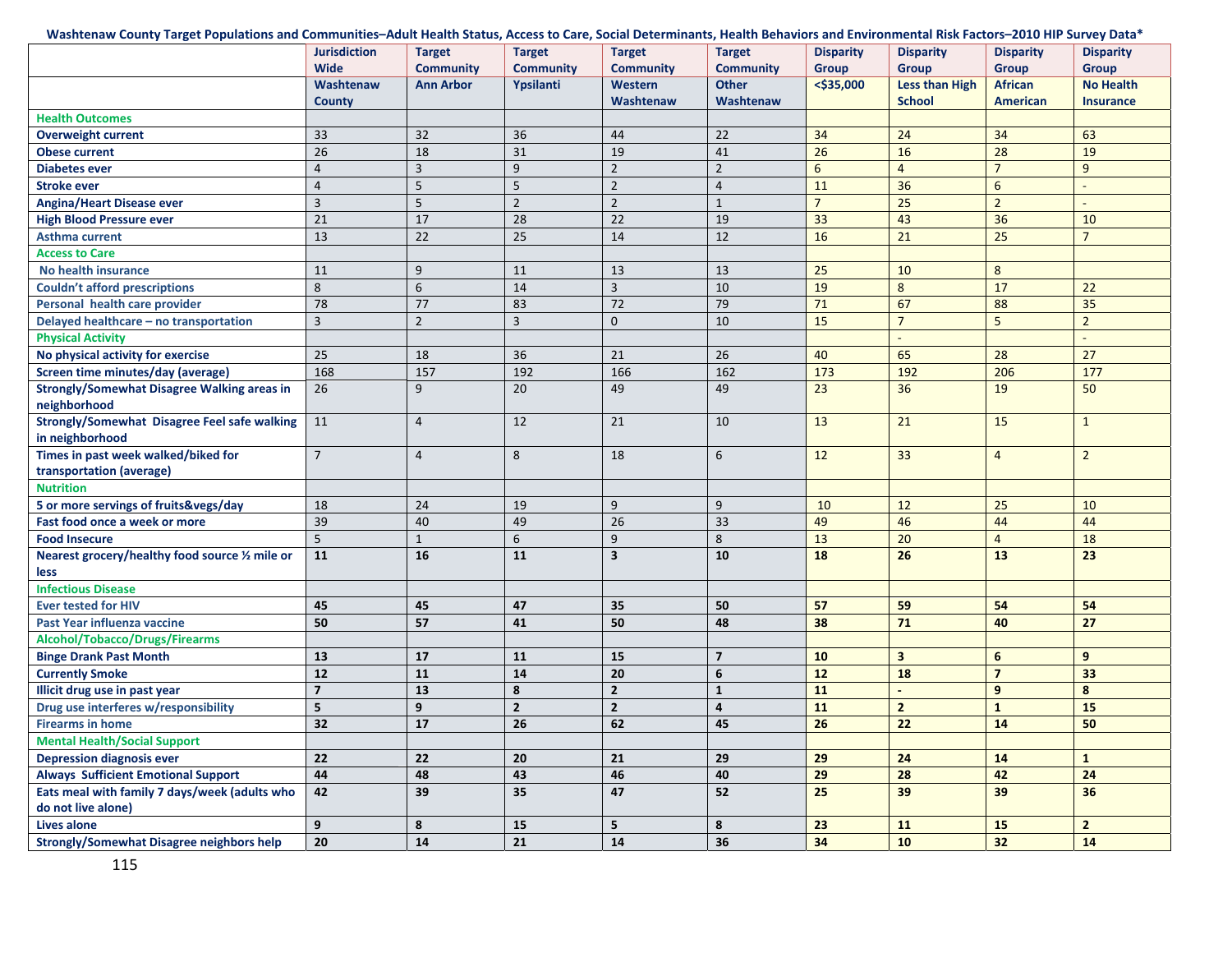**Washtenaw County Target Populations and Communities–Adult Health Status, Access to Care, Social Determinants, Health Behaviors and Environmental Risk Factors–2010 HIP Survey Data***

| | Jurisdiction Wide | Target Community | Target Community | Target Community | Target Community | Disparity Group | Disparity Group | Disparity Group | Disparity Group |
|---|---|---|---|---|---|---|---|---|---|
| | Washtenaw County | Ann Arbor | Ypsilanti | Western Washtenaw | Other Washtenaw | <$35,000 | Less than High School | African American | No Health Insurance |
| **Health Outcomes** | | | | | | | | | |
| Overweight current | 33 | 32 | 36 | 44 | 22 | 34 | 24 | 34 | 63 |
| Obese current | 26 | 18 | 31 | 19 | 41 | 26 | 16 | 28 | 19 |
| Diabetes ever | 4 | 3 | 9 | 2 | 2 | 6 | 4 | 7 | 9 |
| Stroke ever | 4 | 5 | 5 | 2 | 4 | 11 | 36 | 6 | - |
| Angina/Heart Disease ever | 3 | 5 | 2 | 2 | 1 | 7 | 25 | 2 | - |
| High Blood Pressure ever | 21 | 17 | 28 | 22 | 19 | 33 | 43 | 36 | 10 |
| Asthma current | 13 | 22 | 25 | 14 | 12 | 16 | 21 | 25 | 7 |
| **Access to Care** | | | | | | | | | |
| No health insurance | 11 | 9 | 11 | 13 | 13 | 25 | 10 | 8 | |
| Couldn't afford prescriptions | 8 | 6 | 14 | 3 | 10 | 19 | 8 | 17 | 22 |
| Personal health care provider | 78 | 77 | 83 | 72 | 79 | 71 | 67 | 88 | 35 |
| Delayed healthcare – no transportation | 3 | 2 | 3 | 0 | 10 | 15 | 7 | 5 | 2 |
| **Physical Activity** | | | | | | | - | | - |
| No physical activity for exercise | 25 | 18 | 36 | 21 | 26 | 40 | 65 | 28 | 27 |
| Screen time minutes/day (average) | 168 | 157 | 192 | 166 | 162 | 173 | 192 | 206 | 177 |
| Strongly/Somewhat Disagree Walking areas in neighborhood | 26 | 9 | 20 | 49 | 49 | 23 | 36 | 19 | 50 |
| Strongly/Somewhat Disagree Feel safe walking in neighborhood | 11 | 4 | 12 | 21 | 10 | 13 | 21 | 15 | 1 |
| Times in past week walked/biked for transportation (average) | 7 | 4 | 8 | 18 | 6 | 12 | 33 | 4 | 2 |
| **Nutrition** | | | | | | | | | |
| 5 or more servings of fruits&vegs/day | 18 | 24 | 19 | 9 | 9 | 10 | 12 | 25 | 10 |
| Fast food once a week or more | 39 | 40 | 49 | 26 | 33 | 49 | 46 | 44 | 44 |
| Food Insecure | 5 | 1 | 6 | 9 | 8 | 13 | 20 | 4 | 18 |
| Nearest grocery/healthy food source ½ mile or less | 11 | 16 | 11 | 3 | 10 | 18 | 26 | 13 | 23 |
| **Infectious Disease** | | | | | | | | | |
| Ever tested for HIV | 45 | 45 | 47 | 35 | 50 | 57 | 59 | 54 | 54 |
| Past Year influenza vaccine | 50 | 57 | 41 | 50 | 48 | 38 | 71 | 40 | 27 |
| **Alcohol/Tobacco/Drugs/Firearms** | | | | | | | | | |
| Binge Drank Past Month | 13 | 17 | 11 | 15 | 7 | 10 | 3 | 6 | 9 |
| Currently Smoke | 12 | 11 | 14 | 20 | 6 | 12 | 18 | 7 | 33 |
| Illicit drug use in past year | 7 | 13 | 8 | 2 | 1 | 11 | - | 9 | 8 |
| Drug use interferes w/responsibility | 5 | 9 | 2 | 2 | 4 | 11 | 2 | 1 | 15 |
| Firearms in home | 32 | 17 | 26 | 62 | 45 | 26 | 22 | 14 | 50 |
| **Mental Health/Social Support** | | | | | | | | | |
| Depression diagnosis ever | 22 | 22 | 20 | 21 | 29 | 29 | 24 | 14 | 1 |
| Always Sufficient Emotional Support | 44 | 48 | 43 | 46 | 40 | 29 | 28 | 42 | 24 |
| Eats meal with family 7 days/week (adults who do not live alone) | 42 | 39 | 35 | 47 | 52 | 25 | 39 | 39 | 36 |
| Lives alone | 9 | 8 | 15 | 5 | 8 | 23 | 11 | 15 | 2 |
| Strongly/Somewhat Disagree neighbors help | 20 | 14 | 21 | 14 | 36 | 34 | 10 | 32 | 14 |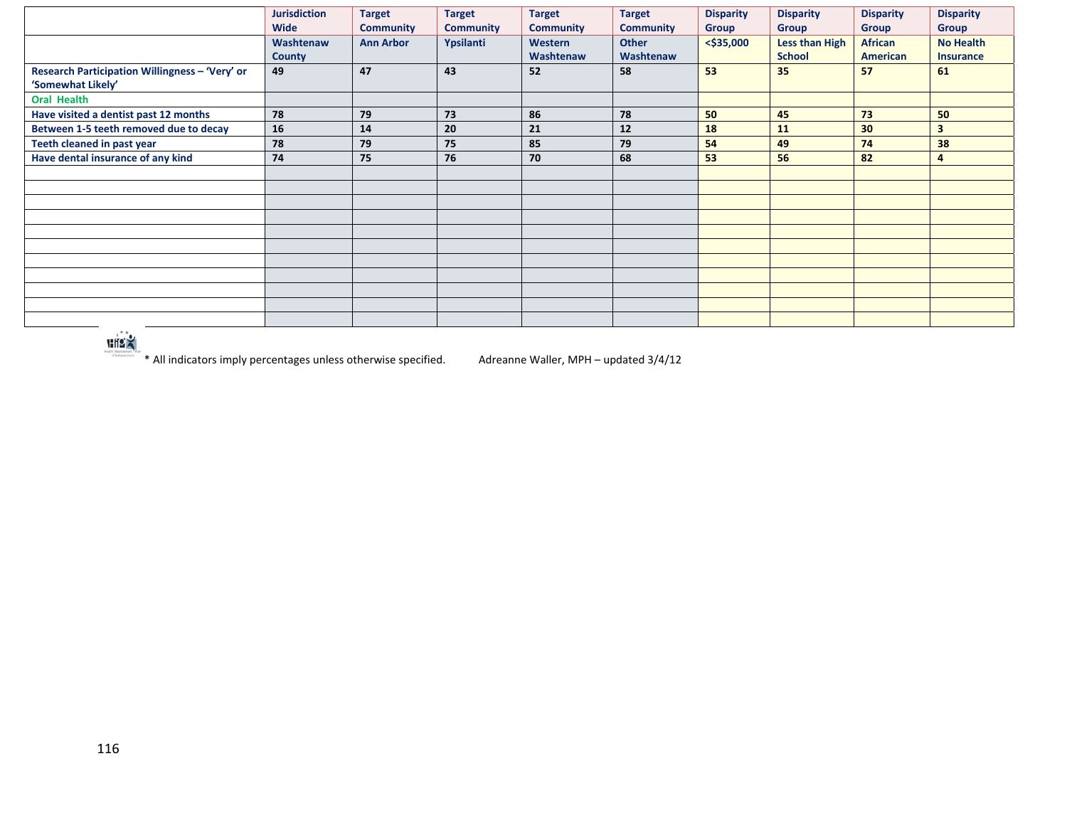| | Jurisdiction Wide | Target Community | Target Community | Target Community | Target Community | Disparity Group | Disparity Group | Disparity Group | Disparity Group |
|---|---|---|---|---|---|---|---|---|---|
| | Washtenaw County | Ann Arbor | Ypsilanti | Western Washtenaw | Other Washtenaw | <$35,000 | Less than High School | African American | No Health Insurance |
| **Research Participation Willingness – 'Very' or 'Somewhat Likely'** | 49 | 47 | 43 | 52 | 58 | 53 | 35 | 57 | 61 |
| **Oral Health** | | | | | | | | | |
| **Have visited a dentist past 12 months** | 78 | 79 | 73 | 86 | 78 | 50 | 45 | 73 | 50 |
| **Between 1-5 teeth removed due to decay** | 16 | 14 | 20 | 21 | 12 | 18 | 11 | 30 | 3 |
| **Teeth cleaned in past year** | 78 | 79 | 75 | 85 | 79 | 54 | 49 | 74 | 38 |
| **Have dental insurance of any kind** | 74 | 75 | 76 | 70 | 68 | 53 | 56 | 82 | 4 |

* All indicators imply percentages unless otherwise specified. Adreanne Waller, MPH – updated 3/4/12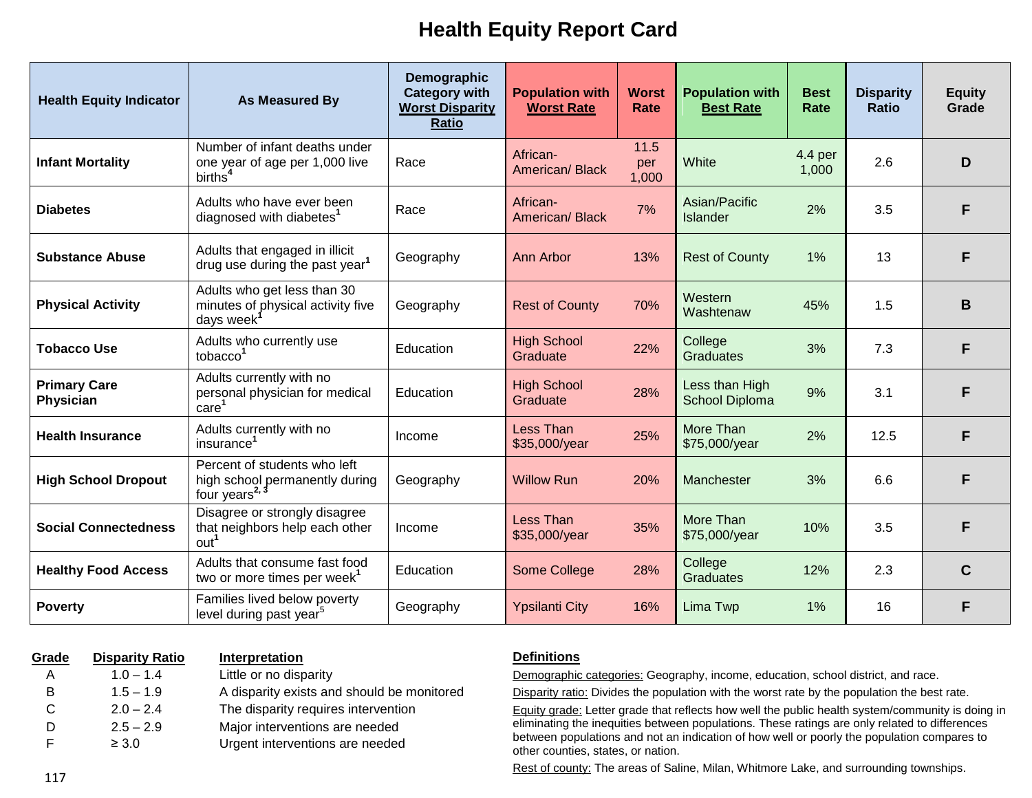# Health Equity Report Card

| Health Equity Indicator | As Measured By | Demographic Category with Worst Disparity Ratio | Population with Worst Rate | Worst Rate | Population with Best Rate | Best Rate | Disparity Ratio | Equity Grade |
|---|---|---|---|---|---|---|---|---|
| **Infant Mortality** | Number of infant deaths under one year of age per 1,000 live births[4] | Race | African-American/ Black | 11.5 per 1,000 | White | 4.4 per 1,000 | 2.6 | **D** |
| **Diabetes** | Adults who have ever been diagnosed with diabetes[1] | Race | African-American/ Black | 7% | Asian/Pacific Islander | 2% | 3.5 | **F** |
| **Substance Abuse** | Adults that engaged in illicit drug use during the past year[1] | Geography | Ann Arbor | 13% | Rest of County | 1% | 13 | **F** |
| **Physical Activity** | Adults who get less than 30 minutes of physical activity five days week[1] | Geography | Rest of County | 70% | Western Washtenaw | 45% | 1.5 | **B** |
| **Tobacco Use** | Adults who currently use tobacco[1] | Education | High School Graduate | 22% | College Graduates | 3% | 7.3 | **F** |
| **Primary Care Physician** | Adults currently with no personal physician for medical care[1] | Education | High School Graduate | 28% | Less than High School Diploma | 9% | 3.1 | **F** |
| **Health Insurance** | Adults currently with no insurance[1] | Income | Less Than $35,000/year | 25% | More Than $75,000/year | 2% | 12.5 | **F** |
| **High School Dropout** | Percent of students who left high school permanently during four years[2, 3] | Geography | Willow Run | 20% | Manchester | 3% | 6.6 | **F** |
| **Social Connectedness** | Disagree or strongly disagree that neighbors help each other out[1] | Income | Less Than $35,000/year | 35% | More Than $75,000/year | 10% | 3.5 | **F** |
| **Healthy Food Access** | Adults that consume fast food two or more times per week[1] | Education | Some College | 28% | College Graduates | 12% | 2.3 | **C** |
| **Poverty** | Families lived below poverty level during past year[5] | Geography | Ypsilanti City | 16% | Lima Twp | 1% | 16 | **F** |

| Grade | Disparity Ratio | Interpretation |
|---|---|---|
| A | 1.0 – 1.4 | Little or no disparity |
| B | 1.5 – 1.9 | A disparity exists and should be monitored |
| C | 2.0 – 2.4 | The disparity requires intervention |
| D | 2.5 – 2.9 | Major interventions are needed |
| F | ≥ 3.0 | Urgent interventions are needed |

**Definitions**

Demographic categories: Geography, income, education, school district, and race.

Disparity ratio: Divides the population with the worst rate by the population the best rate.

Equity grade: Letter grade that reflects how well the public health system/community is doing in eliminating the inequities between populations. These ratings are only related to differences between populations and not an indication of how well or poorly the population compares to other counties, states, or nation.

Rest of county: The areas of Saline, Milan, Whitmore Lake, and surrounding townships.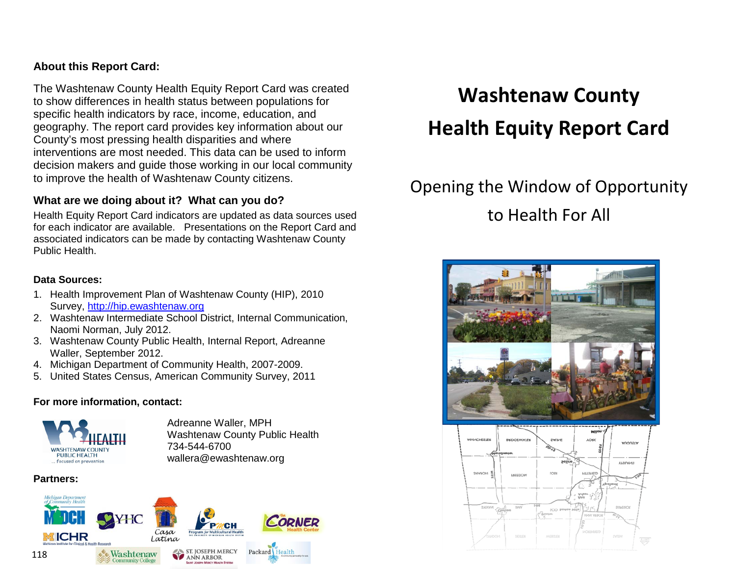**About this Report Card:**

The Washtenaw County Health Equity Report Card was created to show differences in health status between populations for specific health indicators by race, income, education, and geography. The report card provides key information about our County's most pressing health disparities and where interventions are most needed. This data can be used to inform decision makers and guide those working in our local community to improve the health of Washtenaw County citizens.

**What are we doing about it? What can you do?**

Health Equity Report Card indicators are updated as data sources used for each indicator are available. Presentations on the Report Card and associated indicators can be made by contacting Washtenaw County Public Health.

**Data Sources:**

1. Health Improvement Plan of Washtenaw County (HIP), 2010 Survey, http://hip.ewashtenaw.org
2. Washtenaw Intermediate School District, Internal Communication, Naomi Norman, July 2012.
3. Washtenaw County Public Health, Internal Report, Adreanne Waller, September 2012.
4. Michigan Department of Community Health, 2007-2009.
5. United States Census, American Community Survey, 2011

**For more information, contact:**

Adreanne Waller, MPH
Washtenaw County Public Health
734-544-6700
wallera@ewashtenaw.org

**Partners:**

# Washtenaw County Health Equity Report Card

## Opening the Window of Opportunity to Health For All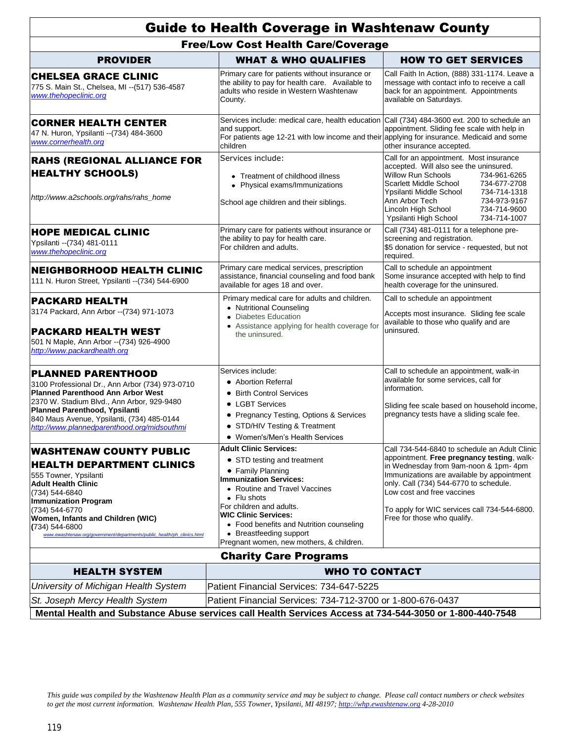# Guide to Health Coverage in Washtenaw County

## Free/Low Cost Health Care/Coverage

| PROVIDER | WHAT & WHO QUALIFIES | HOW TO GET SERVICES |
|---|---|---|
| **CHELSEA GRACE CLINIC**<br>775 S. Main St., Chelsea, MI --(517) 536-4587<br>www.thehopeclinic.org | Primary care for patients without insurance or the ability to pay for health care. Available to adults who reside in Western Washtenaw County. | Call Faith In Action, (888) 331-1174. Leave a message with contact info to receive a call back for an appointment. Appointments available on Saturdays. |
| **CORNER HEALTH CENTER**<br>47 N. Huron, Ypsilanti --(734) 484-3600<br>www.cornerhealth.org | Services include: medical care, health education and support.<br>For patients age 12-21 with low income and their children | Call (734) 484-3600 ext. 200 to schedule an appointment. Sliding fee scale with help in applying for insurance. Medicaid and some other insurance accepted. |
| **RAHS (REGIONAL ALLIANCE FOR HEALTHY SCHOOLS)**<br>http://www.a2schools.org/rahs/rahs_home | Services include:<br>• Treatment of childhood illness<br>• Physical exams/Immunizations<br>School age children and their siblings. | Call for an appointment. Most insurance accepted. Will also see the uninsured.<br>Willow Run Schools 734-961-6265<br>Scarlett Middle School 734-677-2708<br>Ypsilanti Middle School 734-714-1318<br>Ann Arbor Tech 734-973-9167<br>Lincoln High School 734-714-9600<br>Ypsilanti High School 734-714-1007 |
| **HOPE MEDICAL CLINIC**<br>Ypsilanti --(734) 481-0111<br>www.thehopeclinic.org | Primary care for patients without insurance or the ability to pay for health care.<br>For children and adults. | Call (734) 481-0111 for a telephone pre-screening and registration.<br>$5 donation for service - requested, but not required. |
| **NEIGHBORHOOD HEALTH CLINIC**<br>111 N. Huron Street, Ypsilanti --(734) 544-6900 | Primary care medical services, prescription assistance, financial counseling and food bank available for ages 18 and over. | Call to schedule an appointment<br>Some insurance accepted with help to find health coverage for the uninsured. |
| **PACKARD HEALTH**<br>3174 Packard, Ann Arbor --(734) 971-1073<br>**PACKARD HEALTH WEST**<br>501 N Maple, Ann Arbor --(734) 926-4900<br>http://www.packardhealth.org | Primary medical care for adults and children.<br>• Nutritional Counseling<br>• Diabetes Education<br>• Assistance applying for health coverage for the uninsured. | Call to schedule an appointment<br>Accepts most insurance. Sliding fee scale available to those who qualify and are uninsured. |
| **PLANNED PARENTHOOD**<br>3100 Professional Dr., Ann Arbor (734) 973-0710<br>**Planned Parenthood Ann Arbor West**<br>2370 W. Stadium Blvd., Ann Arbor, 929-9480<br>**Planned Parenthood, Ypsilanti**<br>840 Maus Avenue, Ypsilanti, (734) 485-0144<br>http://www.plannedparenthood.org/midsouthmi | Services include:<br>• Abortion Referral<br>• Birth Control Services<br>• LGBT Services<br>• Pregnancy Testing, Options & Services<br>• STD/HIV Testing & Treatment<br>• Women's/Men's Health Services | Call to schedule an appointment, walk-in available for some services, call for information.<br>Sliding fee scale based on household income, pregnancy tests have a sliding scale fee. |
| **WASHTENAW COUNTY PUBLIC HEALTH DEPARTMENT CLINICS**<br>555 Towner, Ypsilanti<br>**Adult Health Clinic**<br>(734) 544-6840<br>**Immunization Program**<br>(734) 544-6770<br>**Women, Infants and Children (WIC)**<br>(734) 544-6800<br>www.ewashtenaw.org/government/departments/public_health/ph_clinics.html | **Adult Clinic Services:**<br>• STD testing and treatment<br>• Family Planning<br>**Immunization Services:**<br>• Routine and Travel Vaccines<br>• Flu shots<br>For children and adults.<br>**WIC Clinic Services:**<br>• Food benefits and Nutrition counseling<br>• Breastfeeding support<br>Pregnant women, new mothers, & children. | Call 734-544-6840 to schedule an Adult Clinic appointment. **Free pregnancy testing**, walk-in Wednesday from 9am-noon & 1pm- 4pm<br>Immunizations are available by appointment only. Call (734) 544-6770 to schedule.<br>Low cost and free vaccines<br>To apply for WIC services call 734-544-6800. Free for those who qualify. |

## Charity Care Programs

| HEALTH SYSTEM | WHO TO CONTACT |
|---|---|
| *University of Michigan Health System* | Patient Financial Services: 734-647-5225 |
| *St. Joseph Mercy Health System* | Patient Financial Services: 734-712-3700 or 1-800-676-0437 |

**Mental Health and Substance Abuse services call Health Services Access at 734-544-3050 or 1-800-440-7548**

*This guide was compiled by the Washtenaw Health Plan as a community service and may be subject to change. Please call contact numbers or check websites to get the most current information. Washtenaw Health Plan, 555 Towner, Ypsilanti, MI 48197; http://whp.ewashtenaw.org 4-28-2010*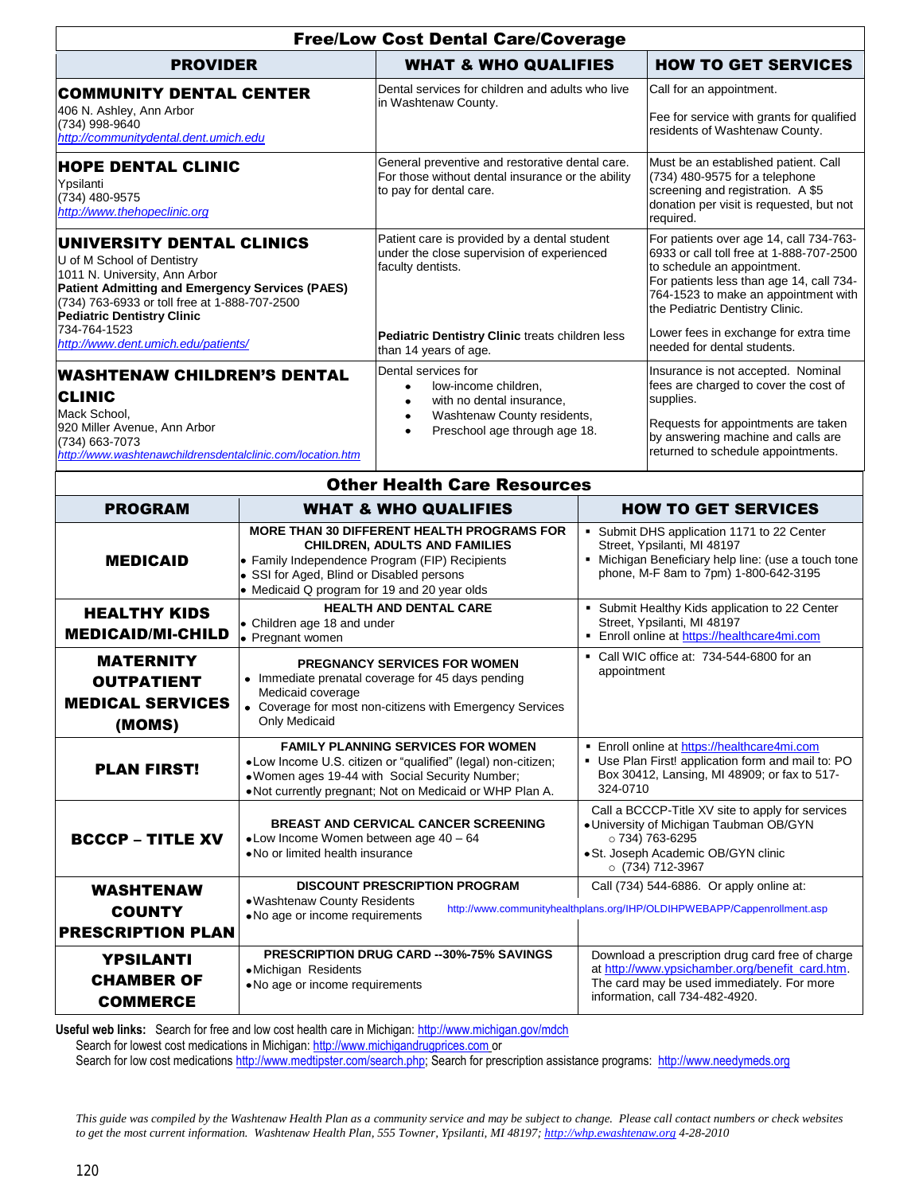## Free/Low Cost Dental Care/Coverage

| PROVIDER | WHAT & WHO QUALIFIES | HOW TO GET SERVICES |
|---|---|---|
| **COMMUNITY DENTAL CENTER**<br>406 N. Ashley, Ann Arbor<br>(734) 998-9640<br>http://communitydental.dent.umich.edu | Dental services for children and adults who live in Washtenaw County. | Call for an appointment.<br><br>Fee for service with grants for qualified residents of Washtenaw County. |
| **HOPE DENTAL CLINIC**<br>Ypsilanti<br>(734) 480-9575<br>http://www.thehopeclinic.org | General preventive and restorative dental care. For those without dental insurance or the ability to pay for dental care. | Must be an established patient. Call (734) 480-9575 for a telephone screening and registration. A $5 donation per visit is requested, but not required. |
| **UNIVERSITY DENTAL CLINICS**<br>U of M School of Dentistry<br>1011 N. University, Ann Arbor<br>**Patient Admitting and Emergency Services (PAES)**<br>(734) 763-6933 or toll free at 1-888-707-2500<br>**Pediatric Dentistry Clinic**<br>734-764-1523<br>http://www.dent.umich.edu/patients/ | Patient care is provided by a dental student under the close supervision of experienced faculty dentists.<br><br>**Pediatric Dentistry Clinic** treats children less than 14 years of age. | For patients over age 14, call 734-763-6933 or call toll free at 1-888-707-2500 to schedule an appointment.<br>For patients less than age 14, call 734-764-1523 to make an appointment with the Pediatric Dentistry Clinic.<br><br>Lower fees in exchange for extra time needed for dental students. |
| **WASHTENAW CHILDREN'S DENTAL CLINIC**<br>Mack School,<br>920 Miller Avenue, Ann Arbor<br>(734) 663-7073<br>http://www.washtenawchildrensdentalclinic.com/location.htm | Dental services for<br>• low-income children,<br>• with no dental insurance,<br>• Washtenaw County residents,<br>• Preschool age through age 18. | Insurance is not accepted. Nominal fees are charged to cover the cost of supplies.<br><br>Requests for appointments are taken by answering machine and calls are returned to schedule appointments. |

## Other Health Care Resources

| PROGRAM | WHAT & WHO QUALIFIES | HOW TO GET SERVICES |
|---|---|---|
| **MEDICAID** | **MORE THAN 30 DIFFERENT HEALTH PROGRAMS FOR CHILDREN, ADULTS AND FAMILIES**<br>• Family Independence Program (FIP) Recipients<br>• SSI for Aged, Blind or Disabled persons<br>• Medicaid Q program for 19 and 20 year olds | ▪ Submit DHS application 1171 to 22 Center Street, Ypsilanti, MI 48197<br>▪ Michigan Beneficiary help line: (use a touch tone phone, M-F 8am to 7pm) 1-800-642-3195 |
| **HEALTHY KIDS MEDICAID/MI-CHILD** | **HEALTH AND DENTAL CARE**<br>• Children age 18 and under<br>• Pregnant women | ▪ Submit Healthy Kids application to 22 Center Street, Ypsilanti, MI 48197<br>▪ Enroll online at https://healthcare4mi.com |
| **MATERNITY OUTPATIENT MEDICAL SERVICES (MOMS)** | **PREGNANCY SERVICES FOR WOMEN**<br>• Immediate prenatal coverage for 45 days pending Medicaid coverage<br>• Coverage for most non-citizens with Emergency Services Only Medicaid | ▪ Call WIC office at: 734-544-6800 for an appointment |
| **PLAN FIRST!** | **FAMILY PLANNING SERVICES FOR WOMEN**<br>• Low Income U.S. citizen or "qualified" (legal) non-citizen;<br>• Women ages 19-44 with Social Security Number;<br>• Not currently pregnant; Not on Medicaid or WHP Plan A. | ▪ Enroll online at https://healthcare4mi.com<br>▪ Use Plan First! application form and mail to: PO Box 30412, Lansing, MI 48909; or fax to 517-324-0710 |
| **BCCCP – TITLE XV** | **BREAST AND CERVICAL CANCER SCREENING**<br>• Low Income Women between age 40 – 64<br>• No or limited health insurance | Call a BCCCP-Title XV site to apply for services<br>• University of Michigan Taubman OB/GYN<br>○ 734) 763-6295<br>• St. Joseph Academic OB/GYN clinic<br>○ (734) 712-3967 |
| **WASHTENAW COUNTY PRESCRIPTION PLAN** | **DISCOUNT PRESCRIPTION PROGRAM**<br>• Washtenaw County Residents<br>• No age or income requirements | Call (734) 544-6886. Or apply online at:<br>http://www.communityhealthplans.org/IHP/OLDIHPWEBAPP/Cappenrollment.asp |
| **YPSILANTI CHAMBER OF COMMERCE** | **PRESCRIPTION DRUG CARD --30%-75% SAVINGS**<br>• Michigan Residents<br>• No age or income requirements | Download a prescription drug card free of charge at http://www.ypsichamber.org/benefit_card.htm. The card may be used immediately. For more information, call 734-482-4920. |

**Useful web links:** Search for free and low cost health care in Michigan: http://www.michigan.gov/mdch
Search for lowest cost medications in Michigan: http://www.michigandrugprices.com or
Search for low cost medications http://www.medtipster.com/search.php; Search for prescription assistance programs: http://www.needymeds.org

*This guide was compiled by the Washtenaw Health Plan as a community service and may be subject to change. Please call contact numbers or check websites to get the most current information. Washtenaw Health Plan, 555 Towner, Ypsilanti, MI 48197; http://whp.ewashtenaw.org 4-28-2010*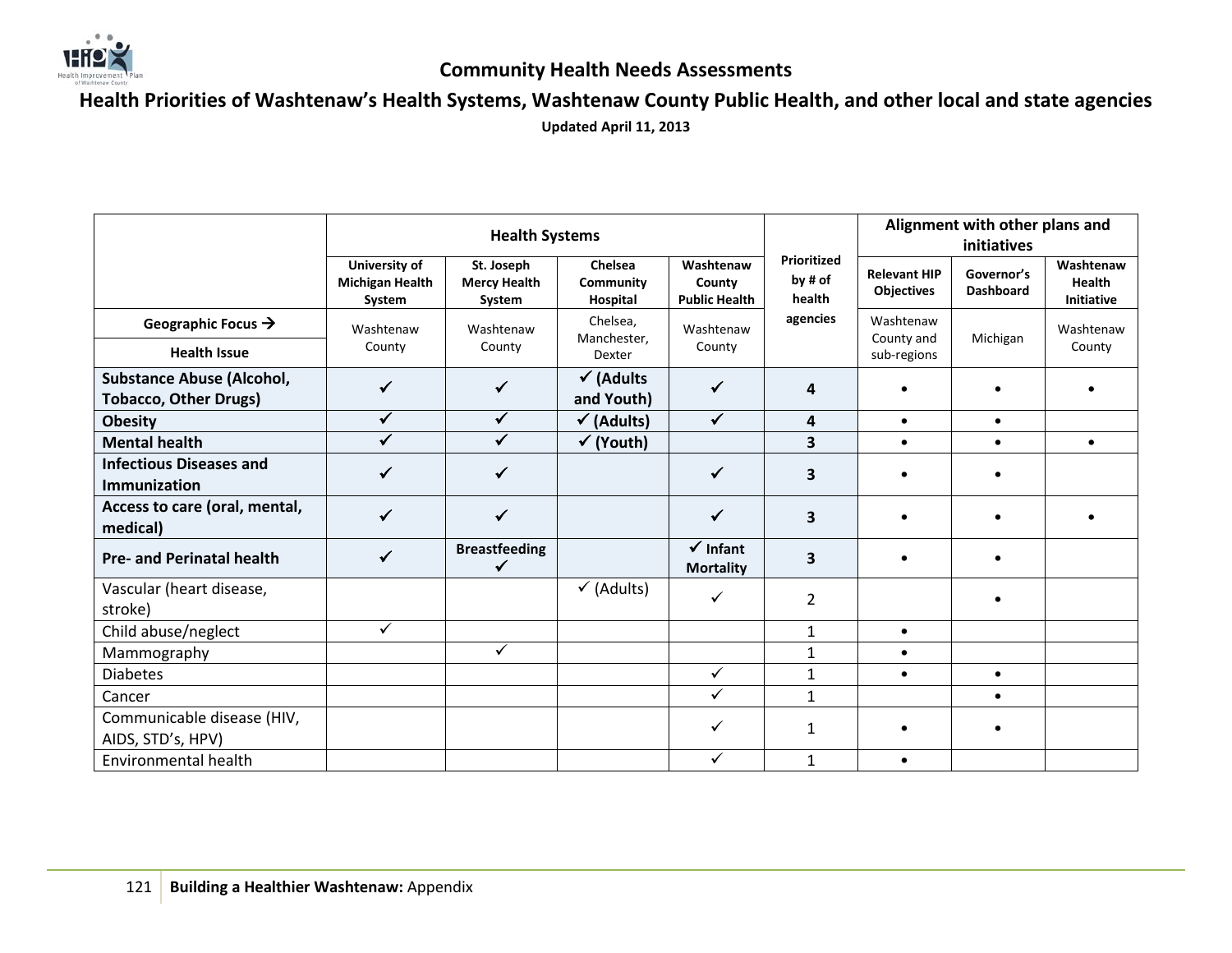# Community Health Needs Assessments

## Health Priorities of Washtenaw's Health Systems, Washtenaw County Public Health, and other local and state agencies

**Updated April 11, 2013**

| | Health Systems | | | | Prioritized by # of health agencies | Alignment with other plans and initiatives | | |
|---|---|---|---|---|---|---|---|---|
| | University of Michigan Health System | St. Joseph Mercy Health System | Chelsea Community Hospital | Washtenaw County Public Health | | Relevant HIP Objectives | Governor's Dashboard | Washtenaw Health Initiative |
| **Geographic Focus →** | Washtenaw County | Washtenaw County | Chelsea, Manchester, Dexter | Washtenaw County | | Washtenaw County and sub-regions | Michigan | Washtenaw County |
| **Health Issue** | | | | | | | | |
| **Substance Abuse (Alcohol, Tobacco, Other Drugs)** | ✓ | ✓ | ✓ (Adults and Youth) | ✓ | 4 | • | • | • |
| **Obesity** | ✓ | ✓ | ✓ (Adults) | ✓ | 4 | • | • | |
| **Mental health** | ✓ | ✓ | ✓ (Youth) | | 3 | • | • | • |
| **Infectious Diseases and Immunization** | ✓ | ✓ | | ✓ | 3 | • | • | |
| **Access to care (oral, mental, medical)** | ✓ | ✓ | | ✓ | 3 | • | • | • |
| **Pre- and Perinatal health** | ✓ | Breastfeeding ✓ | | ✓ Infant Mortality | 3 | • | • | |
| Vascular (heart disease, stroke) | | | ✓ (Adults) | ✓ | 2 | | • | |
| Child abuse/neglect | ✓ | | | | 1 | • | | |
| Mammography | | ✓ | | | 1 | • | | |
| Diabetes | | | | ✓ | 1 | • | • | |
| Cancer | | | | ✓ | 1 | | • | |
| Communicable disease (HIV, AIDS, STD's, HPV) | | | | ✓ | 1 | • | • | |
| Environmental health | | | | ✓ | 1 | • | | |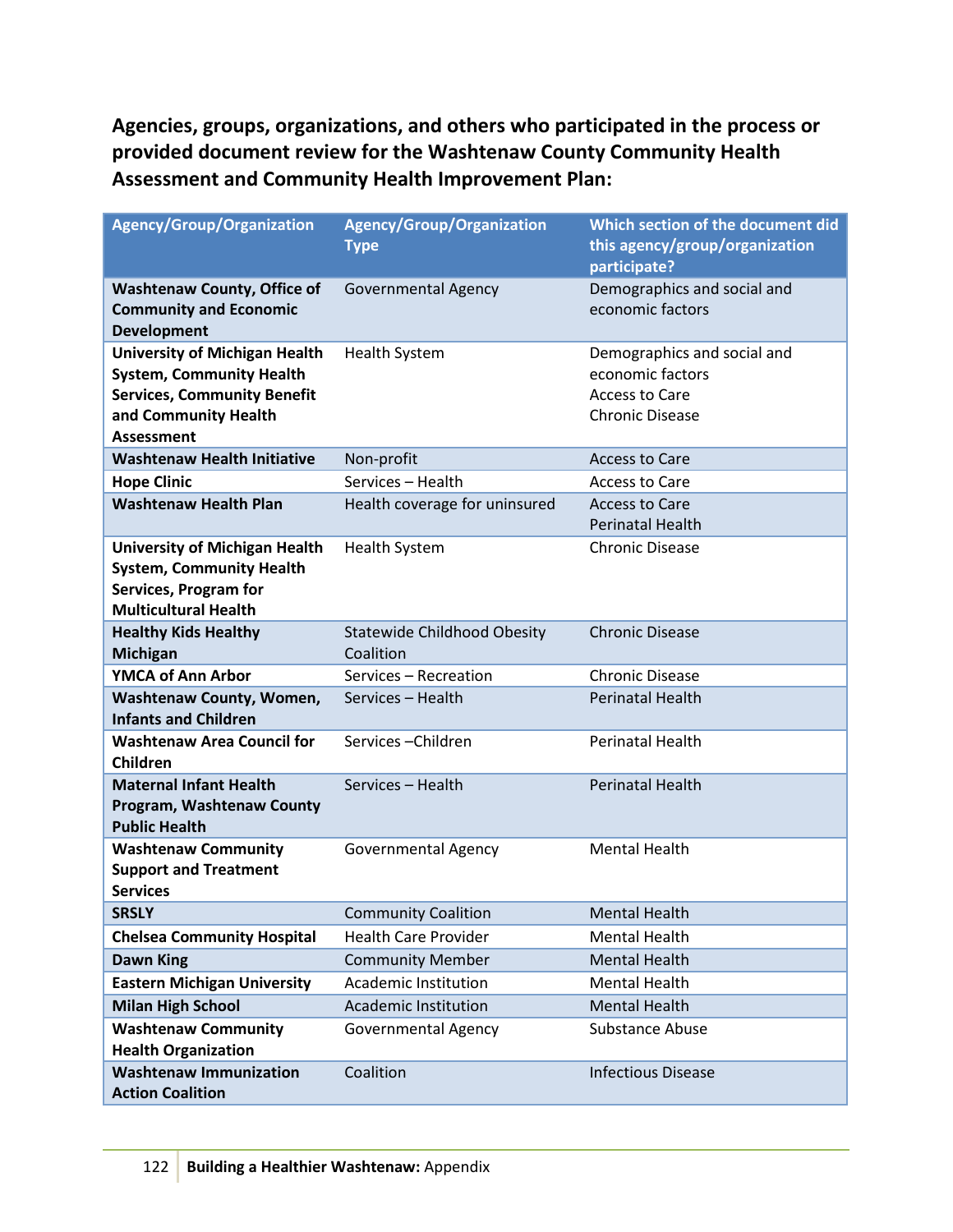**Agencies, groups, organizations, and others who participated in the process or provided document review for the Washtenaw County Community Health Assessment and Community Health Improvement Plan:**

| Agency/Group/Organization | Agency/Group/Organization Type | Which section of the document did this agency/group/organization participate? |
|---|---|---|
| **Washtenaw County, Office of Community and Economic Development** | Governmental Agency | Demographics and social and economic factors |
| **University of Michigan Health System, Community Health Services, Community Benefit and Community Health Assessment** | Health System | Demographics and social and economic factors<br>Access to Care<br>Chronic Disease |
| **Washtenaw Health Initiative** | Non-profit | Access to Care |
| **Hope Clinic** | Services – Health | Access to Care |
| **Washtenaw Health Plan** | Health coverage for uninsured | Access to Care<br>Perinatal Health |
| **University of Michigan Health System, Community Health Services, Program for Multicultural Health** | Health System | Chronic Disease |
| **Healthy Kids Healthy Michigan** | Statewide Childhood Obesity Coalition | Chronic Disease |
| **YMCA of Ann Arbor** | Services – Recreation | Chronic Disease |
| **Washtenaw County, Women, Infants and Children** | Services – Health | Perinatal Health |
| **Washtenaw Area Council for Children** | Services –Children | Perinatal Health |
| **Maternal Infant Health Program, Washtenaw County Public Health** | Services – Health | Perinatal Health |
| **Washtenaw Community Support and Treatment Services** | Governmental Agency | Mental Health |
| **SRSLY** | Community Coalition | Mental Health |
| **Chelsea Community Hospital** | Health Care Provider | Mental Health |
| **Dawn King** | Community Member | Mental Health |
| **Eastern Michigan University** | Academic Institution | Mental Health |
| **Milan High School** | Academic Institution | Mental Health |
| **Washtenaw Community Health Organization** | Governmental Agency | Substance Abuse |
| **Washtenaw Immunization Action Coalition** | Coalition | Infectious Disease |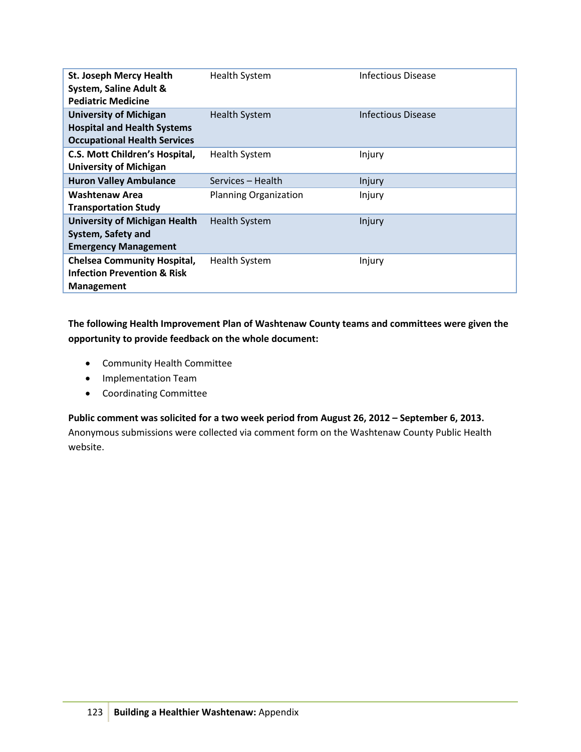| | | |
|---|---|---|
| **St. Joseph Mercy Health System, Saline Adult & Pediatric Medicine** | Health System | Infectious Disease |
| **University of Michigan Hospital and Health Systems Occupational Health Services** | Health System | Infectious Disease |
| **C.S. Mott Children's Hospital, University of Michigan** | Health System | Injury |
| **Huron Valley Ambulance** | Services – Health | Injury |
| **Washtenaw Area Transportation Study** | Planning Organization | Injury |
| **University of Michigan Health System, Safety and Emergency Management** | Health System | Injury |
| **Chelsea Community Hospital, Infection Prevention & Risk Management** | Health System | Injury |

**The following Health Improvement Plan of Washtenaw County teams and committees were given the opportunity to provide feedback on the whole document:**

- Community Health Committee
- Implementation Team
- Coordinating Committee

**Public comment was solicited for a two week period from August 26, 2012 – September 6, 2013.** Anonymous submissions were collected via comment form on the Washtenaw County Public Health website.